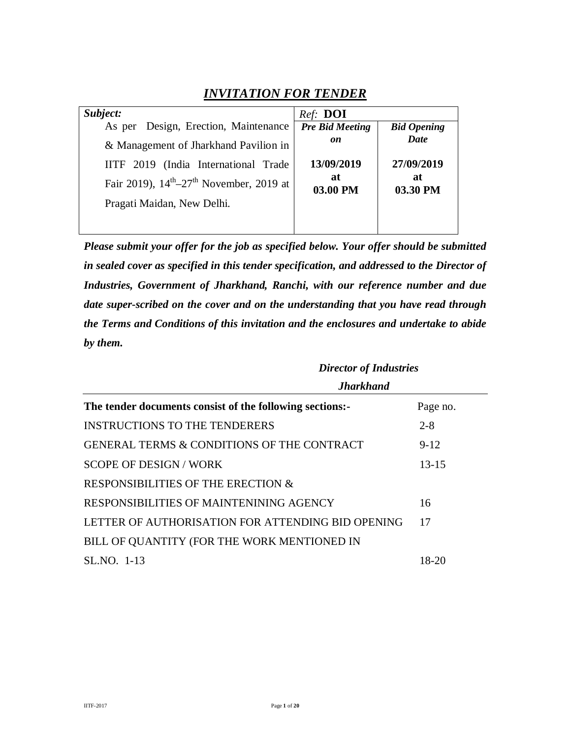# *INVITATION FOR TENDER*

| *Subject:* | *Ref:* **DOI** | |
|---|---|---|
| As per Design, Erection, Maintenance & Management of Jharkhand Pavilion in IITF 2019 (India International Trade Fair 2019), 14th–27th November, 2019 at Pragati Maidan, New Delhi. | ***Pre Bid Meeting on*** **13/09/2019 at 03.00 PM** | ***Bid Opening Date*** **27/09/2019 at 03.30 PM** |

***Please submit your offer for the job as specified below. Your offer should be submitted in sealed cover as specified in this tender specification, and addressed to the Director of Industries, Government of Jharkhand, Ranchi, with our reference number and due date super-scribed on the cover and on the understanding that you have read through the Terms and Conditions of this invitation and the enclosures and undertake to abide by them.***

***Director of Industries***
***Jharkhand***

| **The tender documents consist of the following sections:-** | Page no. |
|---|---|
| INSTRUCTIONS TO THE TENDERERS | 2-8 |
| GENERAL TERMS & CONDITIONS OF THE CONTRACT | 9-12 |
| SCOPE OF DESIGN / WORK | 13-15 |
| RESPONSIBILITIES OF THE ERECTION & RESPONSIBILITIES OF MAINTENINING AGENCY | 16 |
| LETTER OF AUTHORISATION FOR ATTENDING BID OPENING | 17 |
| BILL OF QUANTITY (FOR THE WORK MENTIONED IN SL.NO. 1-13 | 18-20 |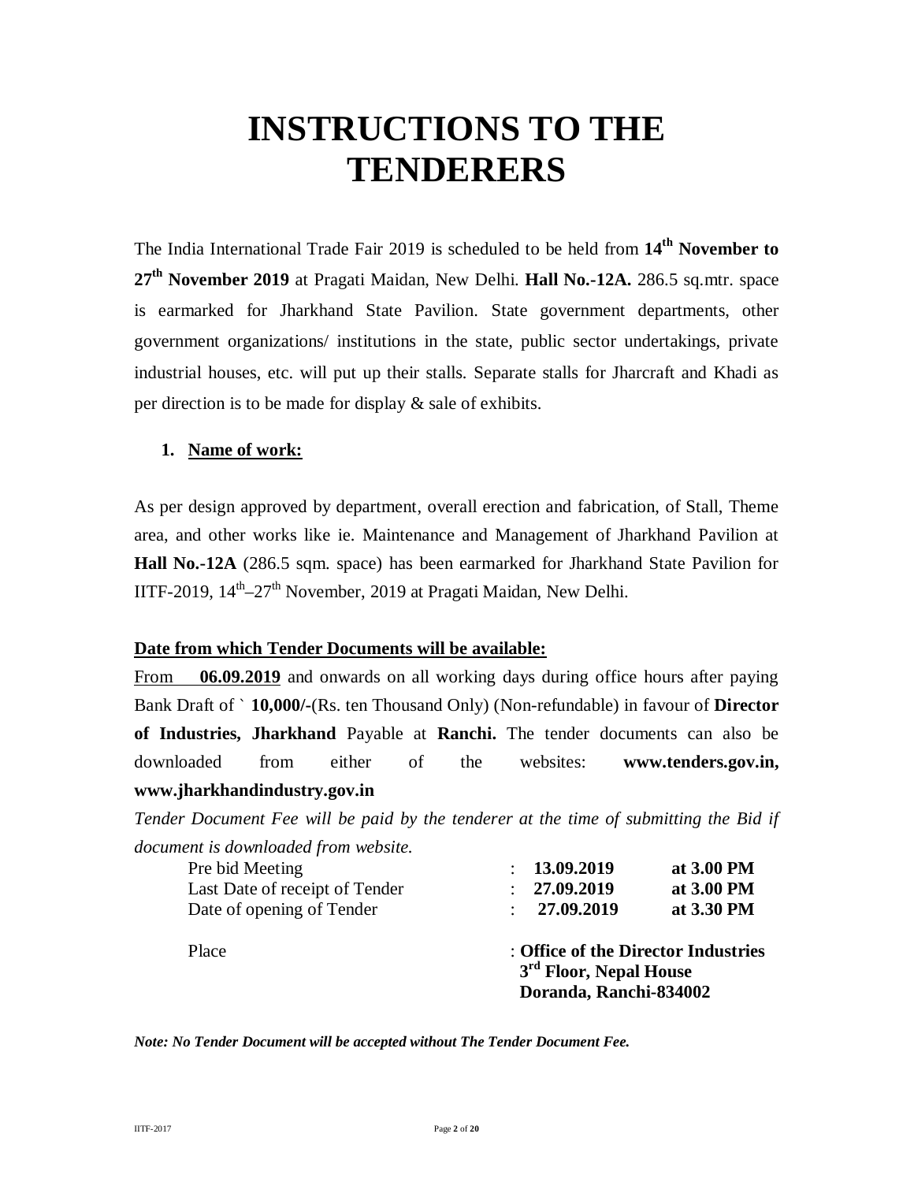# INSTRUCTIONS TO THE TENDERERS

The India International Trade Fair 2019 is scheduled to be held from **14th November to 27th November 2019** at Pragati Maidan, New Delhi. **Hall No.-12A.** 286.5 sq.mtr. space is earmarked for Jharkhand State Pavilion. State government departments, other government organizations/ institutions in the state, public sector undertakings, private industrial houses, etc. will put up their stalls. Separate stalls for Jharcraft and Khadi as per direction is to be made for display & sale of exhibits.

1. **Name of work:**

As per design approved by department, overall erection and fabrication, of Stall, Theme area, and other works like ie. Maintenance and Management of Jharkhand Pavilion at **Hall No.-12A** (286.5 sqm. space) has been earmarked for Jharkhand State Pavilion for IITF-2019, 14th–27th November, 2019 at Pragati Maidan, New Delhi.

**Date from which Tender Documents will be available:**

From **06.09.2019** and onwards on all working days during office hours after paying Bank Draft of ` **10,000/-**(Rs. ten Thousand Only) (Non-refundable) in favour of **Director of Industries, Jharkhand** Payable at **Ranchi.** The tender documents can also be downloaded from either of the websites: **www.tenders.gov.in, www.jharkhandindustry.gov.in**

*Tender Document Fee will be paid by the tenderer at the time of submitting the Bid if document is downloaded from website.*

| | | | |
|---|---|---|---|
| Pre bid Meeting | : | **13.09.2019** | **at 3.00 PM** |
| Last Date of receipt of Tender | : | **27.09.2019** | **at 3.00 PM** |
| Date of opening of Tender | : | **27.09.2019** | **at 3.30 PM** |
| Place | : | **Office of the Director Industries 3rd Floor, Nepal House Doranda, Ranchi-834002** | |

***Note: No Tender Document will be accepted without The Tender Document Fee.***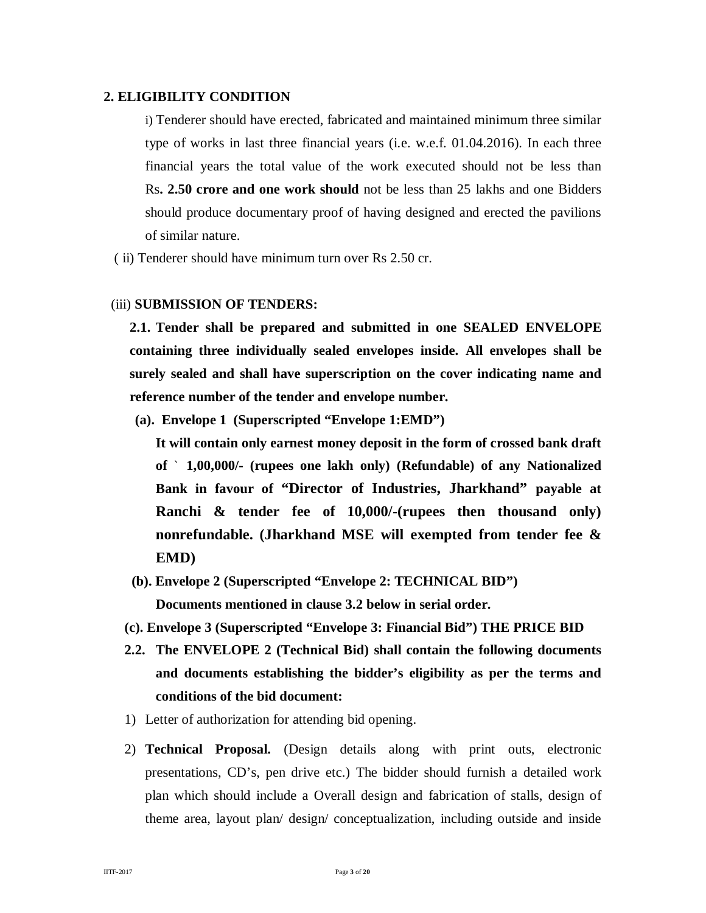## 2. ELIGIBILITY CONDITION

i) Tenderer should have erected, fabricated and maintained minimum three similar type of works in last three financial years (i.e. w.e.f. 01.04.2016). In each three financial years the total value of the work executed should not be less than Rs**. 2.50 crore and one work should** not be less than 25 lakhs and one Bidders should produce documentary proof of having designed and erected the pavilions of similar nature.

( ii) Tenderer should have minimum turn over Rs 2.50 cr.

(iii) **SUBMISSION OF TENDERS:**

**2.1. Tender shall be prepared and submitted in one SEALED ENVELOPE containing three individually sealed envelopes inside. All envelopes shall be surely sealed and shall have superscription on the cover indicating name and reference number of the tender and envelope number.**

**(a). Envelope 1 (Superscripted "Envelope 1:EMD")**

**It will contain only earnest money deposit in the form of crossed bank draft of ` 1,00,000/- (rupees one lakh only) (Refundable) of any Nationalized Bank in favour of "Director of Industries, Jharkhand" payable at Ranchi & tender fee of 10,000/-(rupees then thousand only) nonrefundable. (Jharkhand MSE will exempted from tender fee & EMD)**

**(b). Envelope 2 (Superscripted "Envelope 2: TECHNICAL BID")**

**Documents mentioned in clause 3.2 below in serial order.**

**(c). Envelope 3 (Superscripted "Envelope 3: Financial Bid") THE PRICE BID**

**2.2. The ENVELOPE 2 (Technical Bid) shall contain the following documents and documents establishing the bidder's eligibility as per the terms and conditions of the bid document:**

1) Letter of authorization for attending bid opening.
2) **Technical Proposal.** (Design details along with print outs, electronic presentations, CD's, pen drive etc.) The bidder should furnish a detailed work plan which should include a Overall design and fabrication of stalls, design of theme area, layout plan/ design/ conceptualization, including outside and inside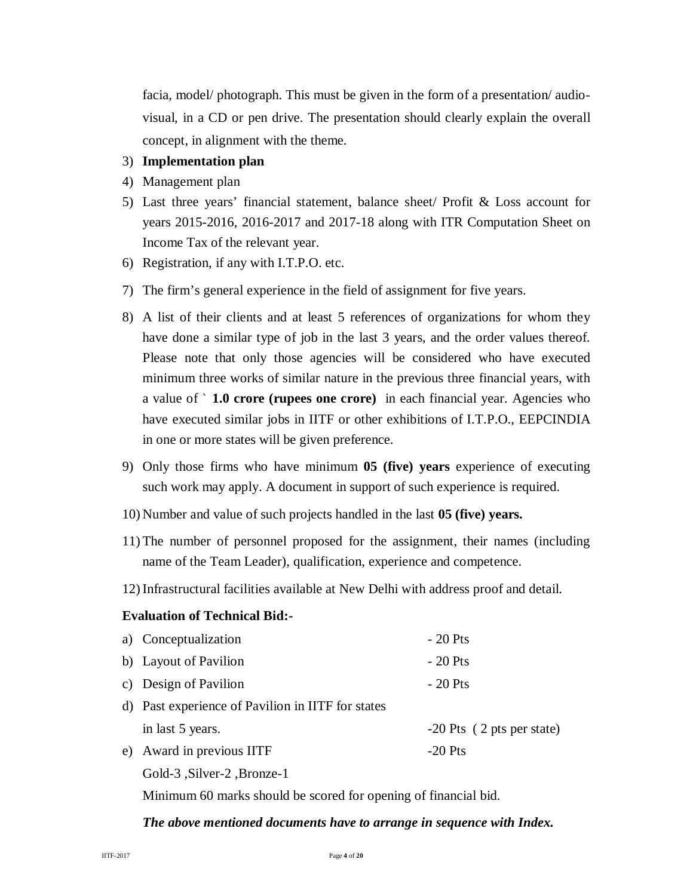facia, model/ photograph. This must be given in the form of a presentation/ audio-visual, in a CD or pen drive. The presentation should clearly explain the overall concept, in alignment with the theme.

3) **Implementation plan**
4) Management plan
5) Last three years' financial statement, balance sheet/ Profit & Loss account for years 2015-2016, 2016-2017 and 2017-18 along with ITR Computation Sheet on Income Tax of the relevant year.
6) Registration, if any with I.T.P.O. etc.
7) The firm's general experience in the field of assignment for five years.
8) A list of their clients and at least 5 references of organizations for whom they have done a similar type of job in the last 3 years, and the order values thereof. Please note that only those agencies will be considered who have executed minimum three works of similar nature in the previous three financial years, with a value of ` **1.0 crore (rupees one crore)** in each financial year. Agencies who have executed similar jobs in IITF or other exhibitions of I.T.P.O., EEPCINDIA in one or more states will be given preference.
9) Only those firms who have minimum **05 (five) years** experience of executing such work may apply. A document in support of such experience is required.
10) Number and value of such projects handled in the last **05 (five) years.**
11) The number of personnel proposed for the assignment, their names (including name of the Team Leader), qualification, experience and competence.
12) Infrastructural facilities available at New Delhi with address proof and detail.

**Evaluation of Technical Bid:-**

a) Conceptualization - 20 Pts
b) Layout of Pavilion - 20 Pts
c) Design of Pavilion - 20 Pts
d) Past experience of Pavilion in IITF for states in last 5 years. -20 Pts ( 2 pts per state)
e) Award in previous IITF -20 Pts
   Gold-3 ,Silver-2 ,Bronze-1

Minimum 60 marks should be scored for opening of financial bid.

***The above mentioned documents have to arrange in sequence with Index.***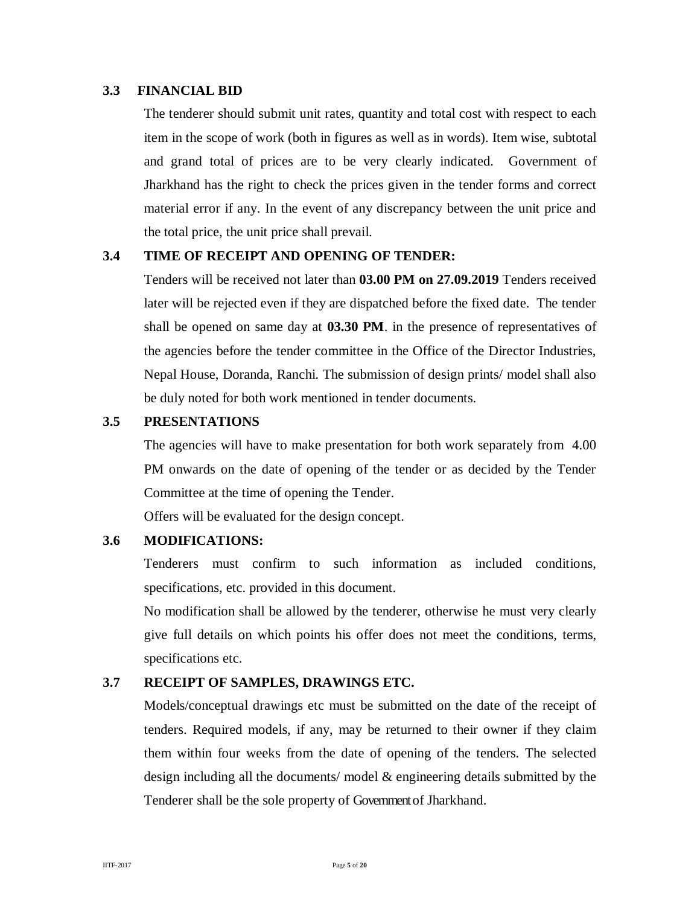### 3.3 FINANCIAL BID

The tenderer should submit unit rates, quantity and total cost with respect to each item in the scope of work (both in figures as well as in words). Item wise, subtotal and grand total of prices are to be very clearly indicated. Government of Jharkhand has the right to check the prices given in the tender forms and correct material error if any. In the event of any discrepancy between the unit price and the total price, the unit price shall prevail.

### 3.4 TIME OF RECEIPT AND OPENING OF TENDER:

Tenders will be received not later than **03.00 PM on 27.09.2019** Tenders received later will be rejected even if they are dispatched before the fixed date. The tender shall be opened on same day at **03.30 PM**. in the presence of representatives of the agencies before the tender committee in the Office of the Director Industries, Nepal House, Doranda, Ranchi. The submission of design prints/ model shall also be duly noted for both work mentioned in tender documents.

### 3.5 PRESENTATIONS

The agencies will have to make presentation for both work separately from 4.00 PM onwards on the date of opening of the tender or as decided by the Tender Committee at the time of opening the Tender.

Offers will be evaluated for the design concept.

### 3.6 MODIFICATIONS:

Tenderers must confirm to such information as included conditions, specifications, etc. provided in this document.

No modification shall be allowed by the tenderer, otherwise he must very clearly give full details on which points his offer does not meet the conditions, terms, specifications etc.

### 3.7 RECEIPT OF SAMPLES, DRAWINGS ETC.

Models/conceptual drawings etc must be submitted on the date of the receipt of tenders. Required models, if any, may be returned to their owner if they claim them within four weeks from the date of opening of the tenders. The selected design including all the documents/ model & engineering details submitted by the Tenderer shall be the sole property of Government of Jharkhand.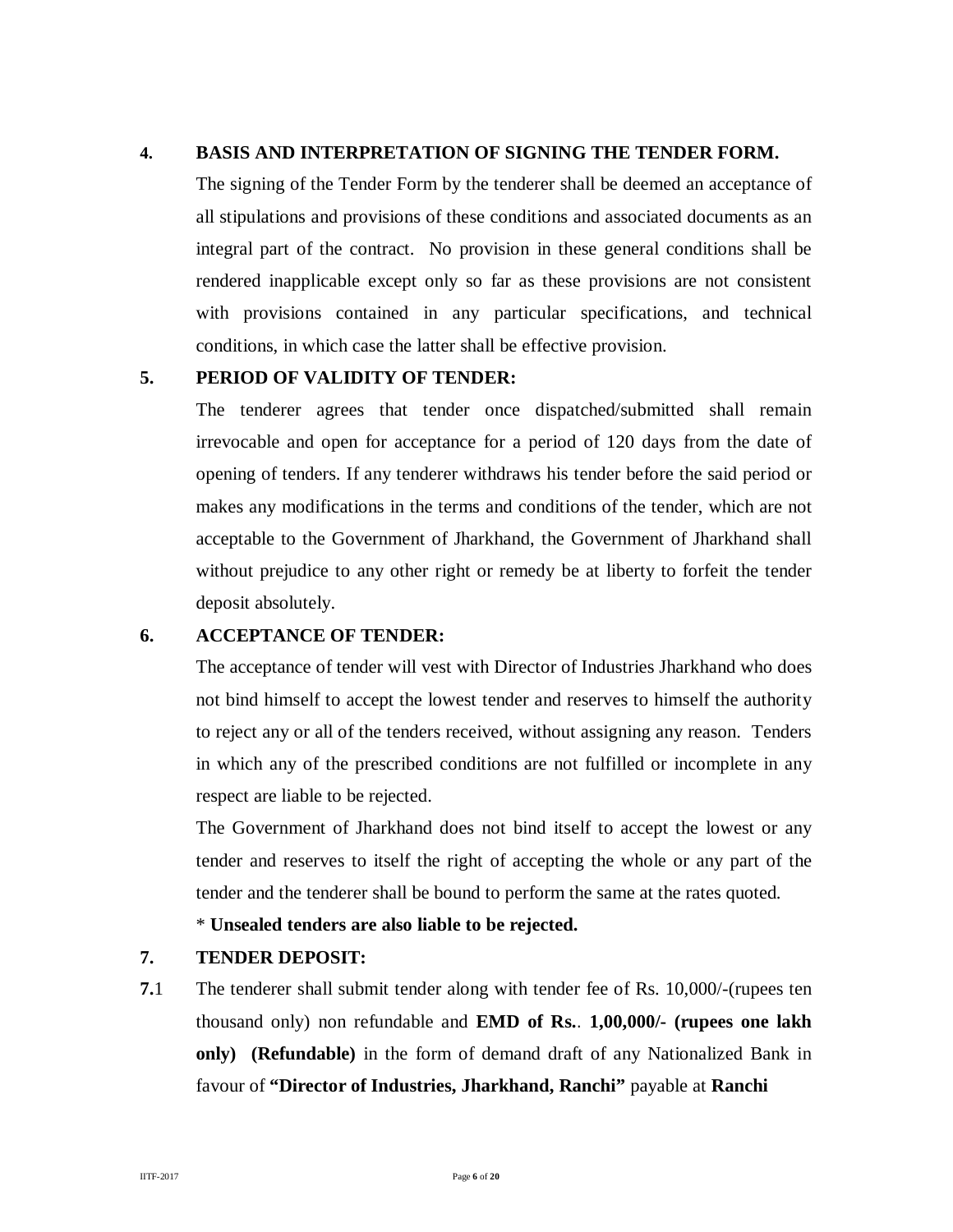**4. BASIS AND INTERPRETATION OF SIGNING THE TENDER FORM.**

The signing of the Tender Form by the tenderer shall be deemed an acceptance of all stipulations and provisions of these conditions and associated documents as an integral part of the contract. No provision in these general conditions shall be rendered inapplicable except only so far as these provisions are not consistent with provisions contained in any particular specifications, and technical conditions, in which case the latter shall be effective provision.

**5. PERIOD OF VALIDITY OF TENDER:**

The tenderer agrees that tender once dispatched/submitted shall remain irrevocable and open for acceptance for a period of 120 days from the date of opening of tenders. If any tenderer withdraws his tender before the said period or makes any modifications in the terms and conditions of the tender, which are not acceptable to the Government of Jharkhand, the Government of Jharkhand shall without prejudice to any other right or remedy be at liberty to forfeit the tender deposit absolutely.

**6. ACCEPTANCE OF TENDER:**

The acceptance of tender will vest with Director of Industries Jharkhand who does not bind himself to accept the lowest tender and reserves to himself the authority to reject any or all of the tenders received, without assigning any reason. Tenders in which any of the prescribed conditions are not fulfilled or incomplete in any respect are liable to be rejected.

The Government of Jharkhand does not bind itself to accept the lowest or any tender and reserves to itself the right of accepting the whole or any part of the tender and the tenderer shall be bound to perform the same at the rates quoted.

* **Unsealed tenders are also liable to be rejected.**

**7. TENDER DEPOSIT:**

**7.**1 The tenderer shall submit tender along with tender fee of Rs. 10,000/-(rupees ten thousand only) non refundable and **EMD of Rs.**. **1,00,000/- (rupees one lakh only) (Refundable)** in the form of demand draft of any Nationalized Bank in favour of **"Director of Industries, Jharkhand, Ranchi"** payable at **Ranchi**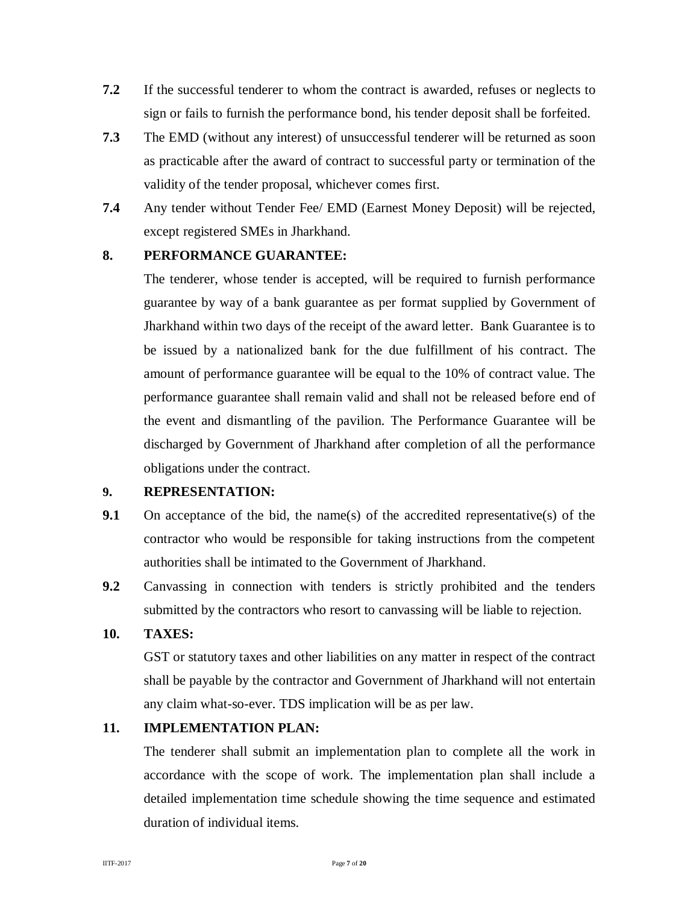**7.2** If the successful tenderer to whom the contract is awarded, refuses or neglects to sign or fails to furnish the performance bond, his tender deposit shall be forfeited.

**7.3** The EMD (without any interest) of unsuccessful tenderer will be returned as soon as practicable after the award of contract to successful party or termination of the validity of the tender proposal, whichever comes first.

**7.4** Any tender without Tender Fee/ EMD (Earnest Money Deposit) will be rejected, except registered SMEs in Jharkhand.

**8. PERFORMANCE GUARANTEE:**

The tenderer, whose tender is accepted, will be required to furnish performance guarantee by way of a bank guarantee as per format supplied by Government of Jharkhand within two days of the receipt of the award letter. Bank Guarantee is to be issued by a nationalized bank for the due fulfillment of his contract. The amount of performance guarantee will be equal to the 10% of contract value. The performance guarantee shall remain valid and shall not be released before end of the event and dismantling of the pavilion. The Performance Guarantee will be discharged by Government of Jharkhand after completion of all the performance obligations under the contract.

**9. REPRESENTATION:**

**9.1** On acceptance of the bid, the name(s) of the accredited representative(s) of the contractor who would be responsible for taking instructions from the competent authorities shall be intimated to the Government of Jharkhand.

**9.2** Canvassing in connection with tenders is strictly prohibited and the tenders submitted by the contractors who resort to canvassing will be liable to rejection.

**10. TAXES:**

GST or statutory taxes and other liabilities on any matter in respect of the contract shall be payable by the contractor and Government of Jharkhand will not entertain any claim what-so-ever. TDS implication will be as per law.

**11. IMPLEMENTATION PLAN:**

The tenderer shall submit an implementation plan to complete all the work in accordance with the scope of work. The implementation plan shall include a detailed implementation time schedule showing the time sequence and estimated duration of individual items.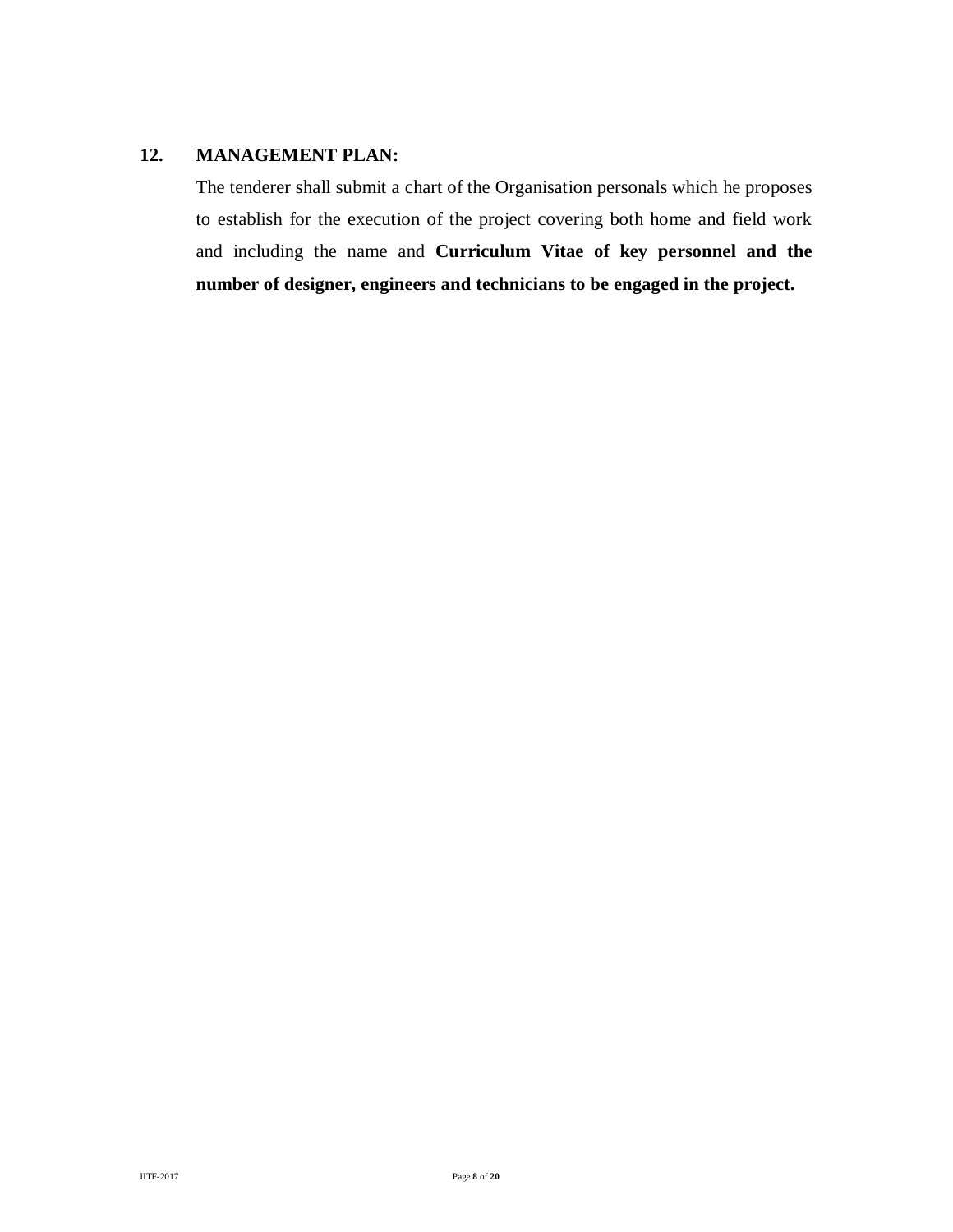**12. MANAGEMENT PLAN:**

The tenderer shall submit a chart of the Organisation personals which he proposes to establish for the execution of the project covering both home and field work and including the name and **Curriculum Vitae of key personnel and the number of designer, engineers and technicians to be engaged in the project.**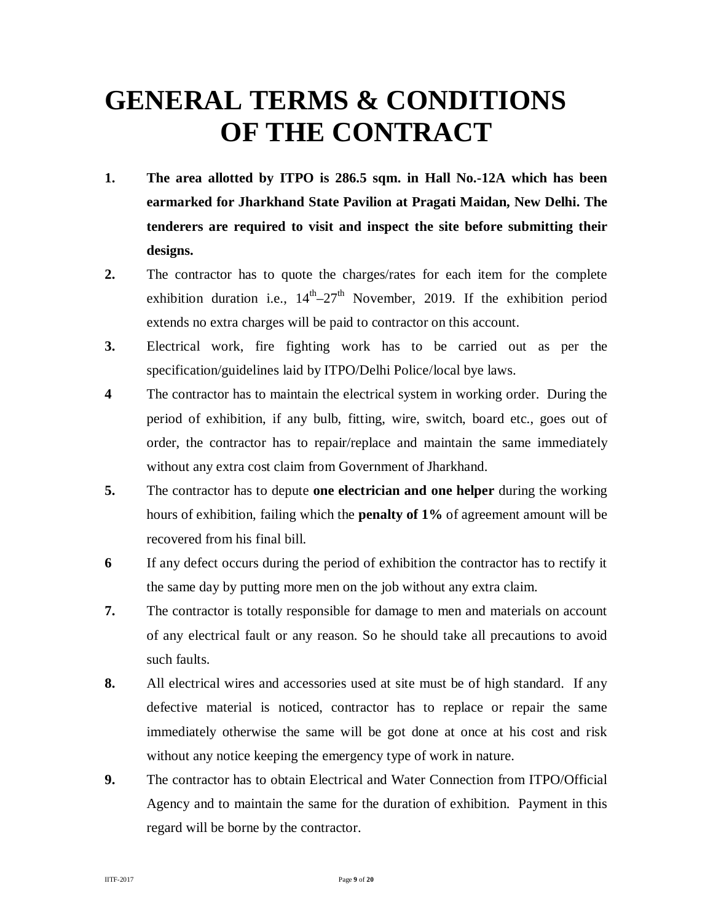# GENERAL TERMS & CONDITIONS OF THE CONTRACT

1. **The area allotted by ITPO is 286.5 sqm. in Hall No.-12A which has been earmarked for Jharkhand State Pavilion at Pragati Maidan, New Delhi. The tenderers are required to visit and inspect the site before submitting their designs.**
2. The contractor has to quote the charges/rates for each item for the complete exhibition duration i.e., 14th–27th November, 2019. If the exhibition period extends no extra charges will be paid to contractor on this account.
3. Electrical work, fire fighting work has to be carried out as per the specification/guidelines laid by ITPO/Delhi Police/local bye laws.
4. The contractor has to maintain the electrical system in working order. During the period of exhibition, if any bulb, fitting, wire, switch, board etc., goes out of order, the contractor has to repair/replace and maintain the same immediately without any extra cost claim from Government of Jharkhand.
5. The contractor has to depute **one electrician and one helper** during the working hours of exhibition, failing which the **penalty of 1%** of agreement amount will be recovered from his final bill.
6. If any defect occurs during the period of exhibition the contractor has to rectify it the same day by putting more men on the job without any extra claim.
7. The contractor is totally responsible for damage to men and materials on account of any electrical fault or any reason. So he should take all precautions to avoid such faults.
8. All electrical wires and accessories used at site must be of high standard. If any defective material is noticed, contractor has to replace or repair the same immediately otherwise the same will be got done at once at his cost and risk without any notice keeping the emergency type of work in nature.
9. The contractor has to obtain Electrical and Water Connection from ITPO/Official Agency and to maintain the same for the duration of exhibition. Payment in this regard will be borne by the contractor.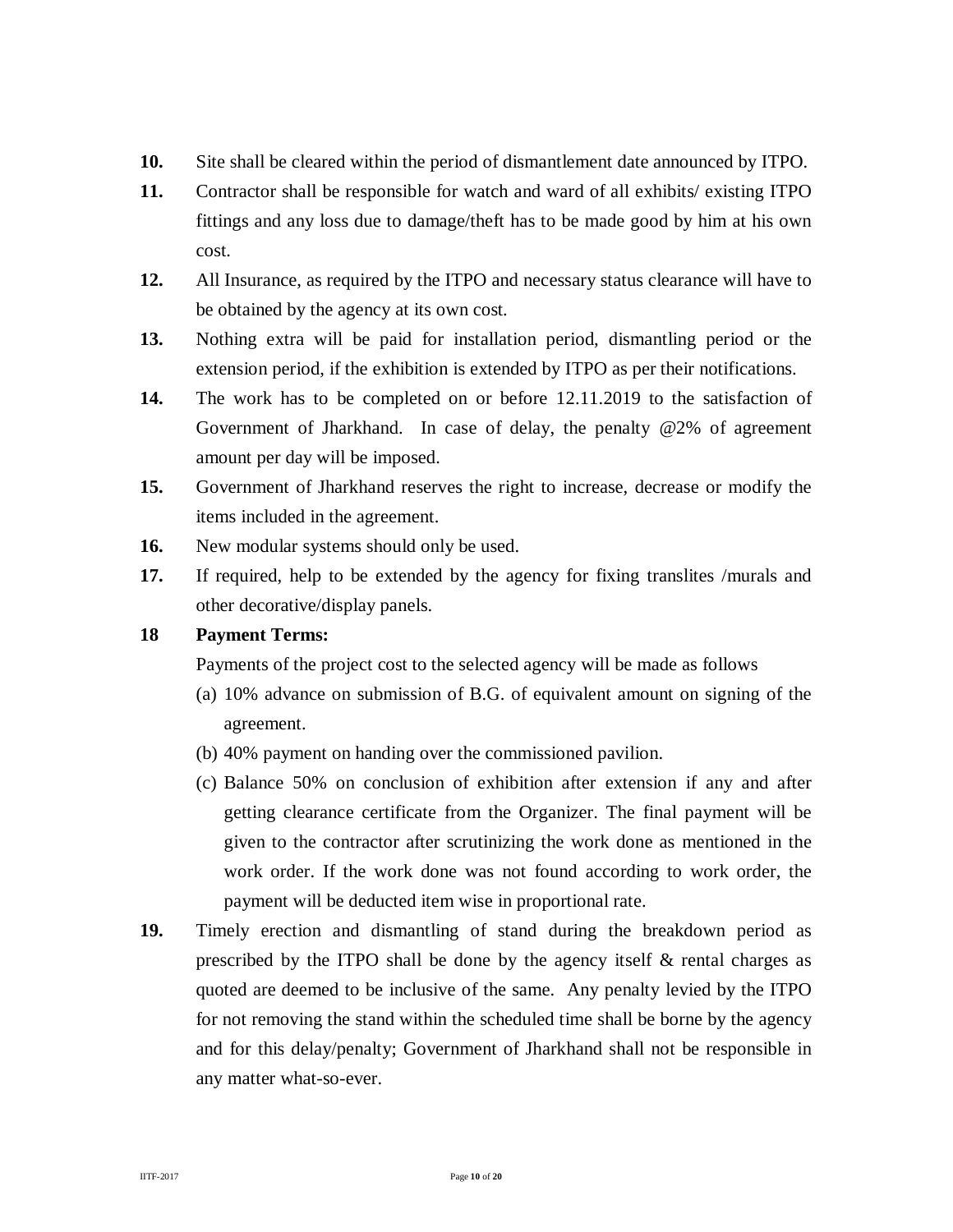**10.** Site shall be cleared within the period of dismantlement date announced by ITPO.

**11.** Contractor shall be responsible for watch and ward of all exhibits/ existing ITPO fittings and any loss due to damage/theft has to be made good by him at his own cost.

**12.** All Insurance, as required by the ITPO and necessary status clearance will have to be obtained by the agency at its own cost.

**13.** Nothing extra will be paid for installation period, dismantling period or the extension period, if the exhibition is extended by ITPO as per their notifications.

**14.** The work has to be completed on or before 12.11.2019 to the satisfaction of Government of Jharkhand. In case of delay, the penalty @2% of agreement amount per day will be imposed.

**15.** Government of Jharkhand reserves the right to increase, decrease or modify the items included in the agreement.

**16.** New modular systems should only be used.

**17.** If required, help to be extended by the agency for fixing translites /murals and other decorative/display panels.

**18 Payment Terms:**

Payments of the project cost to the selected agency will be made as follows

(a) 10% advance on submission of B.G. of equivalent amount on signing of the agreement.

(b) 40% payment on handing over the commissioned pavilion.

(c) Balance 50% on conclusion of exhibition after extension if any and after getting clearance certificate from the Organizer. The final payment will be given to the contractor after scrutinizing the work done as mentioned in the work order. If the work done was not found according to work order, the payment will be deducted item wise in proportional rate.

**19.** Timely erection and dismantling of stand during the breakdown period as prescribed by the ITPO shall be done by the agency itself & rental charges as quoted are deemed to be inclusive of the same. Any penalty levied by the ITPO for not removing the stand within the scheduled time shall be borne by the agency and for this delay/penalty; Government of Jharkhand shall not be responsible in any matter what-so-ever.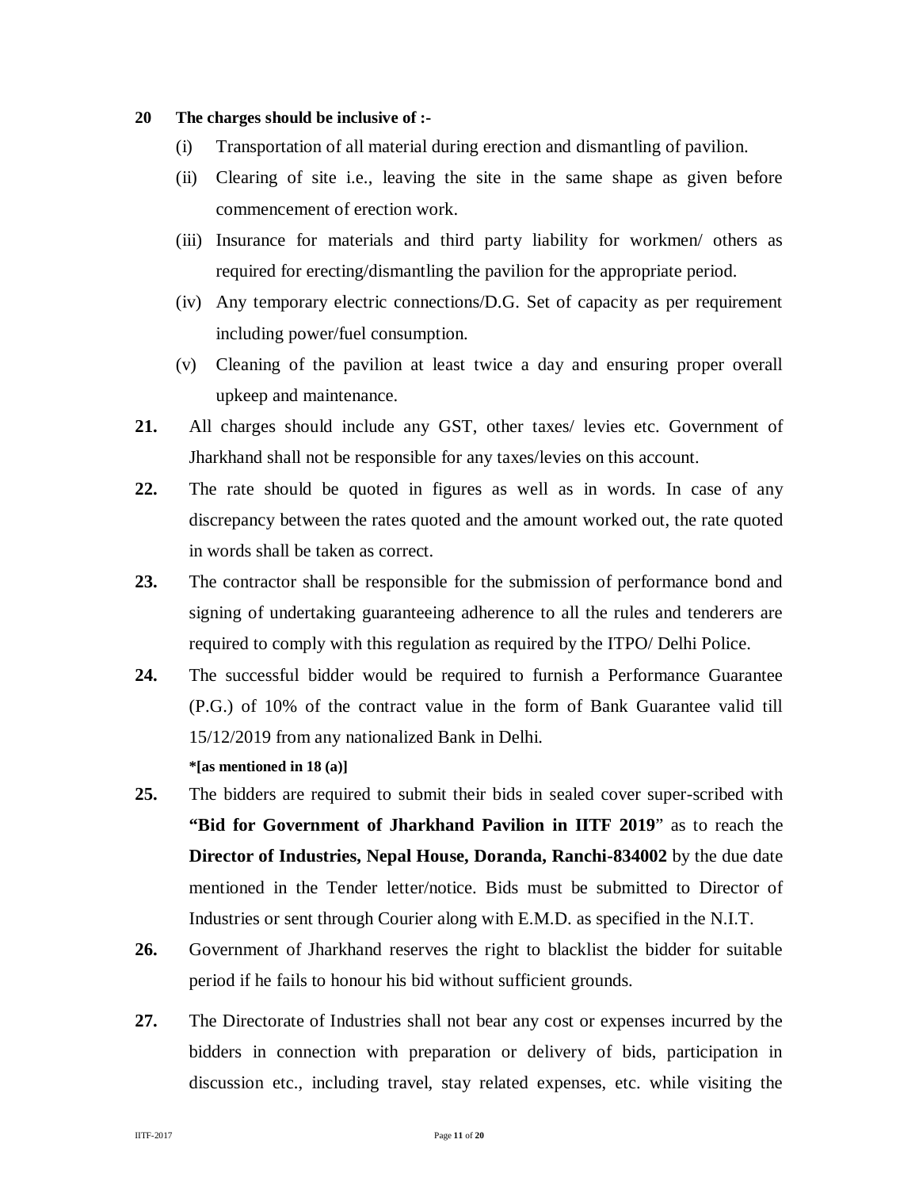**20 The charges should be inclusive of :-**

(i) Transportation of all material during erection and dismantling of pavilion.

(ii) Clearing of site i.e., leaving the site in the same shape as given before commencement of erection work.

(iii) Insurance for materials and third party liability for workmen/ others as required for erecting/dismantling the pavilion for the appropriate period.

(iv) Any temporary electric connections/D.G. Set of capacity as per requirement including power/fuel consumption.

(v) Cleaning of the pavilion at least twice a day and ensuring proper overall upkeep and maintenance.

**21.** All charges should include any GST, other taxes/ levies etc. Government of Jharkhand shall not be responsible for any taxes/levies on this account.

**22.** The rate should be quoted in figures as well as in words. In case of any discrepancy between the rates quoted and the amount worked out, the rate quoted in words shall be taken as correct.

**23.** The contractor shall be responsible for the submission of performance bond and signing of undertaking guaranteeing adherence to all the rules and tenderers are required to comply with this regulation as required by the ITPO/ Delhi Police.

**24.** The successful bidder would be required to furnish a Performance Guarantee (P.G.) of 10% of the contract value in the form of Bank Guarantee valid till 15/12/2019 from any nationalized Bank in Delhi.

**\*[as mentioned in 18 (a)]**

**25.** The bidders are required to submit their bids in sealed cover super-scribed with **"Bid for Government of Jharkhand Pavilion in IITF 2019"** as to reach the **Director of Industries, Nepal House, Doranda, Ranchi-834002** by the due date mentioned in the Tender letter/notice. Bids must be submitted to Director of Industries or sent through Courier along with E.M.D. as specified in the N.I.T.

**26.** Government of Jharkhand reserves the right to blacklist the bidder for suitable period if he fails to honour his bid without sufficient grounds.

**27.** The Directorate of Industries shall not bear any cost or expenses incurred by the bidders in connection with preparation or delivery of bids, participation in discussion etc., including travel, stay related expenses, etc. while visiting the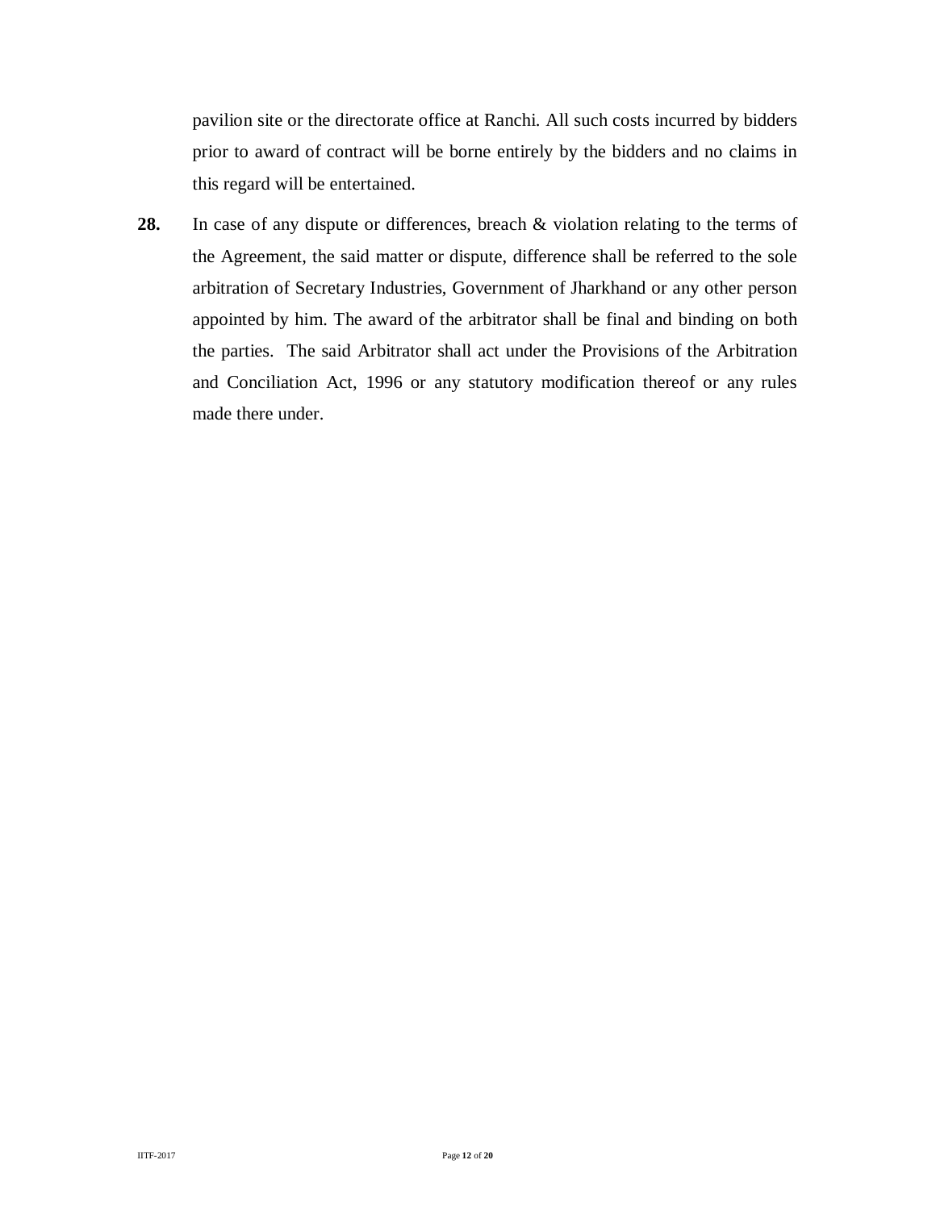pavilion site or the directorate office at Ranchi. All such costs incurred by bidders prior to award of contract will be borne entirely by the bidders and no claims in this regard will be entertained.

**28.** In case of any dispute or differences, breach & violation relating to the terms of the Agreement, the said matter or dispute, difference shall be referred to the sole arbitration of Secretary Industries, Government of Jharkhand or any other person appointed by him. The award of the arbitrator shall be final and binding on both the parties. The said Arbitrator shall act under the Provisions of the Arbitration and Conciliation Act, 1996 or any statutory modification thereof or any rules made there under.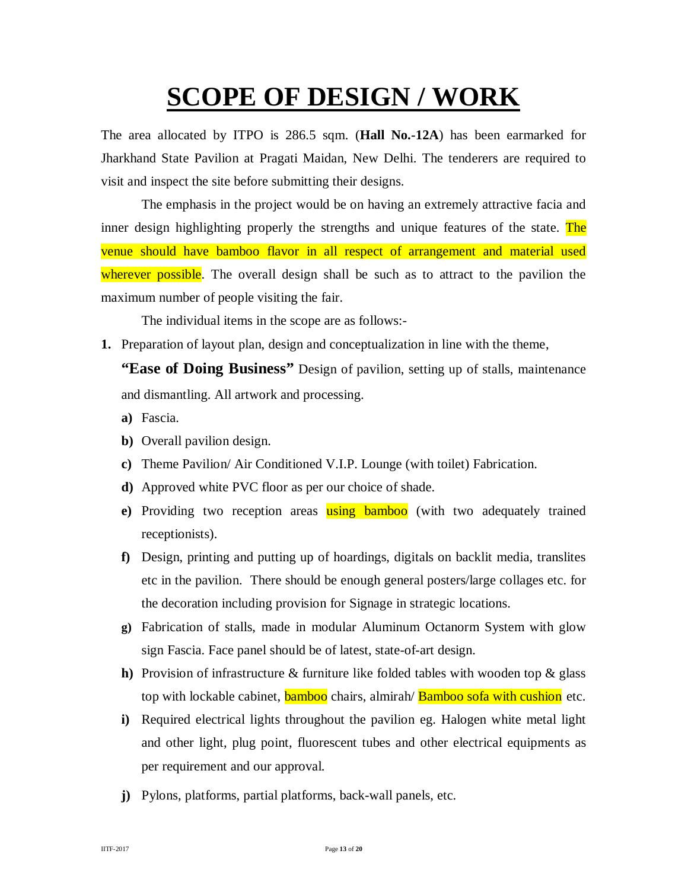# SCOPE OF DESIGN / WORK

The area allocated by ITPO is 286.5 sqm. (**Hall No.-12A**) has been earmarked for Jharkhand State Pavilion at Pragati Maidan, New Delhi. The tenderers are required to visit and inspect the site before submitting their designs.

The emphasis in the project would be on having an extremely attractive facia and inner design highlighting properly the strengths and unique features of the state. The venue should have bamboo flavor in all respect of arrangement and material used wherever possible. The overall design shall be such as to attract to the pavilion the maximum number of people visiting the fair.

The individual items in the scope are as follows:-

**1.** Preparation of layout plan, design and conceptualization in line with the theme, **"Ease of Doing Business"** Design of pavilion, setting up of stalls, maintenance and dismantling. All artwork and processing.

- **a)** Fascia.
- **b)** Overall pavilion design.
- **c)** Theme Pavilion/ Air Conditioned V.I.P. Lounge (with toilet) Fabrication.
- **d)** Approved white PVC floor as per our choice of shade.
- **e)** Providing two reception areas using bamboo (with two adequately trained receptionists).
- **f)** Design, printing and putting up of hoardings, digitals on backlit media, translites etc in the pavilion. There should be enough general posters/large collages etc. for the decoration including provision for Signage in strategic locations.
- **g)** Fabrication of stalls, made in modular Aluminum Octanorm System with glow sign Fascia. Face panel should be of latest, state-of-art design.
- **h)** Provision of infrastructure & furniture like folded tables with wooden top & glass top with lockable cabinet, bamboo chairs, almirah/ Bamboo sofa with cushion etc.
- **i)** Required electrical lights throughout the pavilion eg. Halogen white metal light and other light, plug point, fluorescent tubes and other electrical equipments as per requirement and our approval.
- **j)** Pylons, platforms, partial platforms, back-wall panels, etc.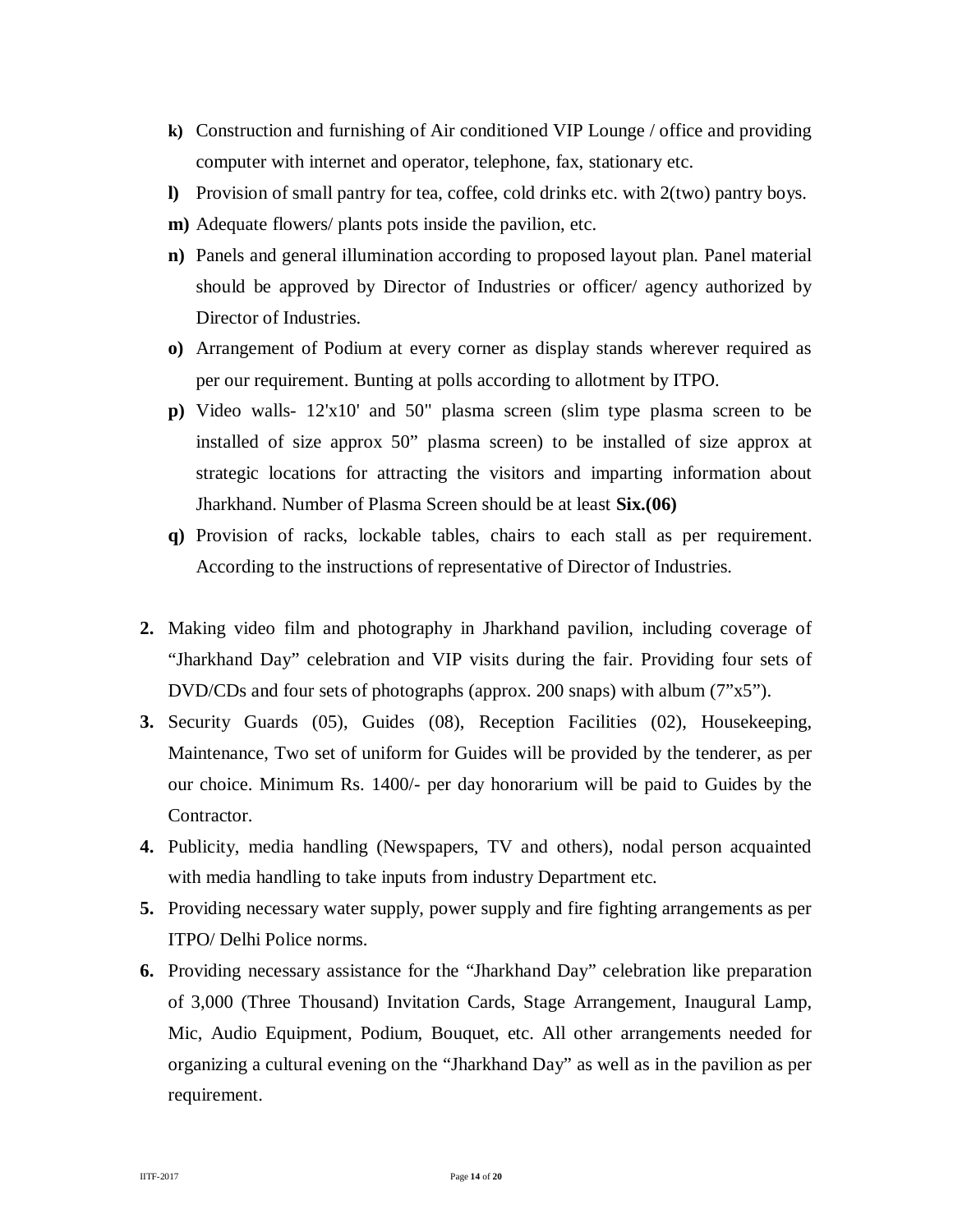**k)** Construction and furnishing of Air conditioned VIP Lounge / office and providing computer with internet and operator, telephone, fax, stationary etc.

**l)** Provision of small pantry for tea, coffee, cold drinks etc. with 2(two) pantry boys.

**m)** Adequate flowers/ plants pots inside the pavilion, etc.

**n)** Panels and general illumination according to proposed layout plan. Panel material should be approved by Director of Industries or officer/ agency authorized by Director of Industries.

**o)** Arrangement of Podium at every corner as display stands wherever required as per our requirement. Bunting at polls according to allotment by ITPO.

**p)** Video walls- 12'x10' and 50" plasma screen (slim type plasma screen to be installed of size approx 50" plasma screen) to be installed of size approx at strategic locations for attracting the visitors and imparting information about Jharkhand. Number of Plasma Screen should be at least **Six.(06)**

**q)** Provision of racks, lockable tables, chairs to each stall as per requirement. According to the instructions of representative of Director of Industries.

**2.** Making video film and photography in Jharkhand pavilion, including coverage of "Jharkhand Day" celebration and VIP visits during the fair. Providing four sets of DVD/CDs and four sets of photographs (approx. 200 snaps) with album (7"x5").

**3.** Security Guards (05), Guides (08), Reception Facilities (02), Housekeeping, Maintenance, Two set of uniform for Guides will be provided by the tenderer, as per our choice. Minimum Rs. 1400/- per day honorarium will be paid to Guides by the Contractor.

**4.** Publicity, media handling (Newspapers, TV and others), nodal person acquainted with media handling to take inputs from industry Department etc.

**5.** Providing necessary water supply, power supply and fire fighting arrangements as per ITPO/ Delhi Police norms.

**6.** Providing necessary assistance for the "Jharkhand Day" celebration like preparation of 3,000 (Three Thousand) Invitation Cards, Stage Arrangement, Inaugural Lamp, Mic, Audio Equipment, Podium, Bouquet, etc. All other arrangements needed for organizing a cultural evening on the "Jharkhand Day" as well as in the pavilion as per requirement.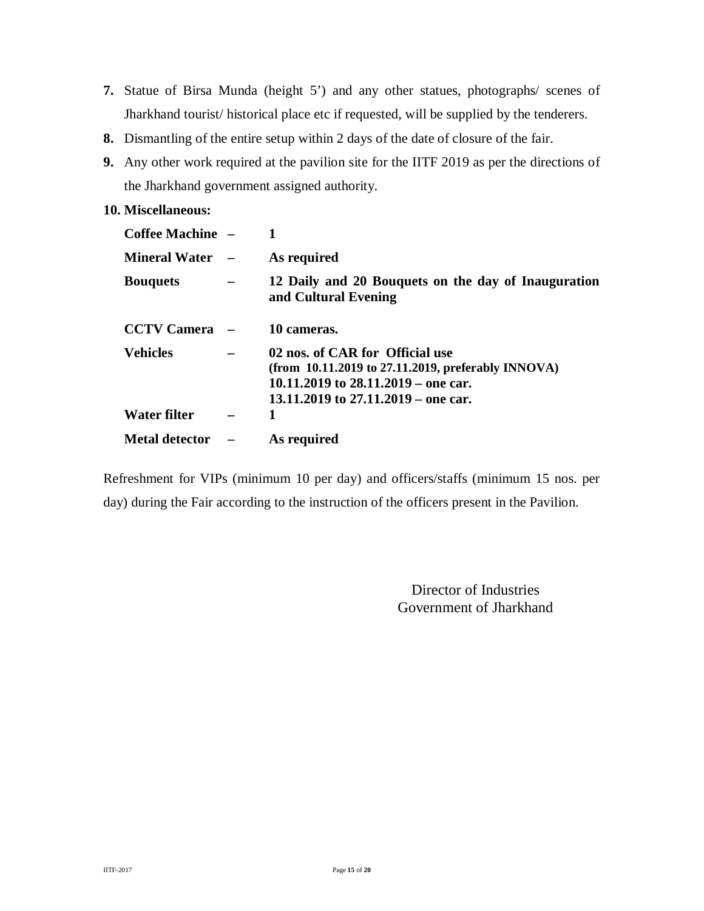7. Statue of Birsa Munda (height 5') and any other statues, photographs/ scenes of Jharkhand tourist/ historical place etc if requested, will be supplied by the tenderers.
8. Dismantling of the entire setup within 2 days of the date of closure of the fair.
9. Any other work required at the pavilion site for the IITF 2019 as per the directions of the Jharkhand government assigned authority.

**10. Miscellaneous:**

| | | |
|---|---|---|
| **Coffee Machine** | **–** | **1** |
| **Mineral Water** | **–** | **As required** |
| **Bouquets** | **–** | **12 Daily and 20 Bouquets on the day of Inauguration and Cultural Evening** |
| **CCTV Camera** | **–** | **10 cameras.** |
| **Vehicles** | **–** | **02 nos. of CAR for Official use (from 10.11.2019 to 27.11.2019, preferably INNOVA) 10.11.2019 to 28.11.2019 – one car. 13.11.2019 to 27.11.2019 – one car.** |
| **Water filter** | **–** | **1** |
| **Metal detector** | **–** | **As required** |

Refreshment for VIPs (minimum 10 per day) and officers/staffs (minimum 15 nos. per day) during the Fair according to the instruction of the officers present in the Pavilion.

Director of Industries
Government of Jharkhand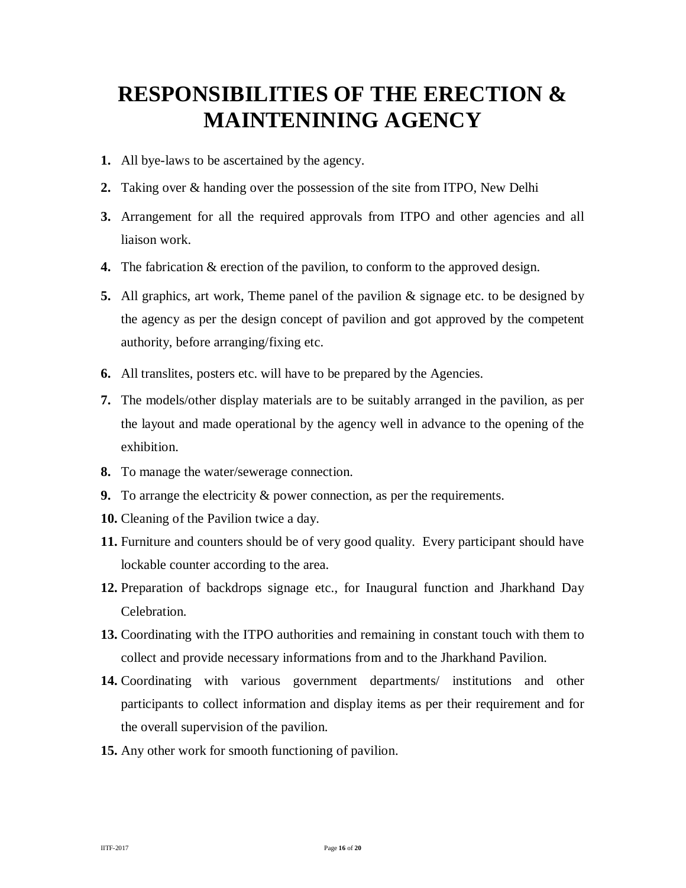# RESPONSIBILITIES OF THE ERECTION & MAINTENINING AGENCY

1. All bye-laws to be ascertained by the agency.
2. Taking over & handing over the possession of the site from ITPO, New Delhi
3. Arrangement for all the required approvals from ITPO and other agencies and all liaison work.
4. The fabrication & erection of the pavilion, to conform to the approved design.
5. All graphics, art work, Theme panel of the pavilion & signage etc. to be designed by the agency as per the design concept of pavilion and got approved by the competent authority, before arranging/fixing etc.
6. All translites, posters etc. will have to be prepared by the Agencies.
7. The models/other display materials are to be suitably arranged in the pavilion, as per the layout and made operational by the agency well in advance to the opening of the exhibition.
8. To manage the water/sewerage connection.
9. To arrange the electricity & power connection, as per the requirements.
10. Cleaning of the Pavilion twice a day.
11. Furniture and counters should be of very good quality. Every participant should have lockable counter according to the area.
12. Preparation of backdrops signage etc., for Inaugural function and Jharkhand Day Celebration.
13. Coordinating with the ITPO authorities and remaining in constant touch with them to collect and provide necessary informations from and to the Jharkhand Pavilion.
14. Coordinating with various government departments/ institutions and other participants to collect information and display items as per their requirement and for the overall supervision of the pavilion.
15. Any other work for smooth functioning of pavilion.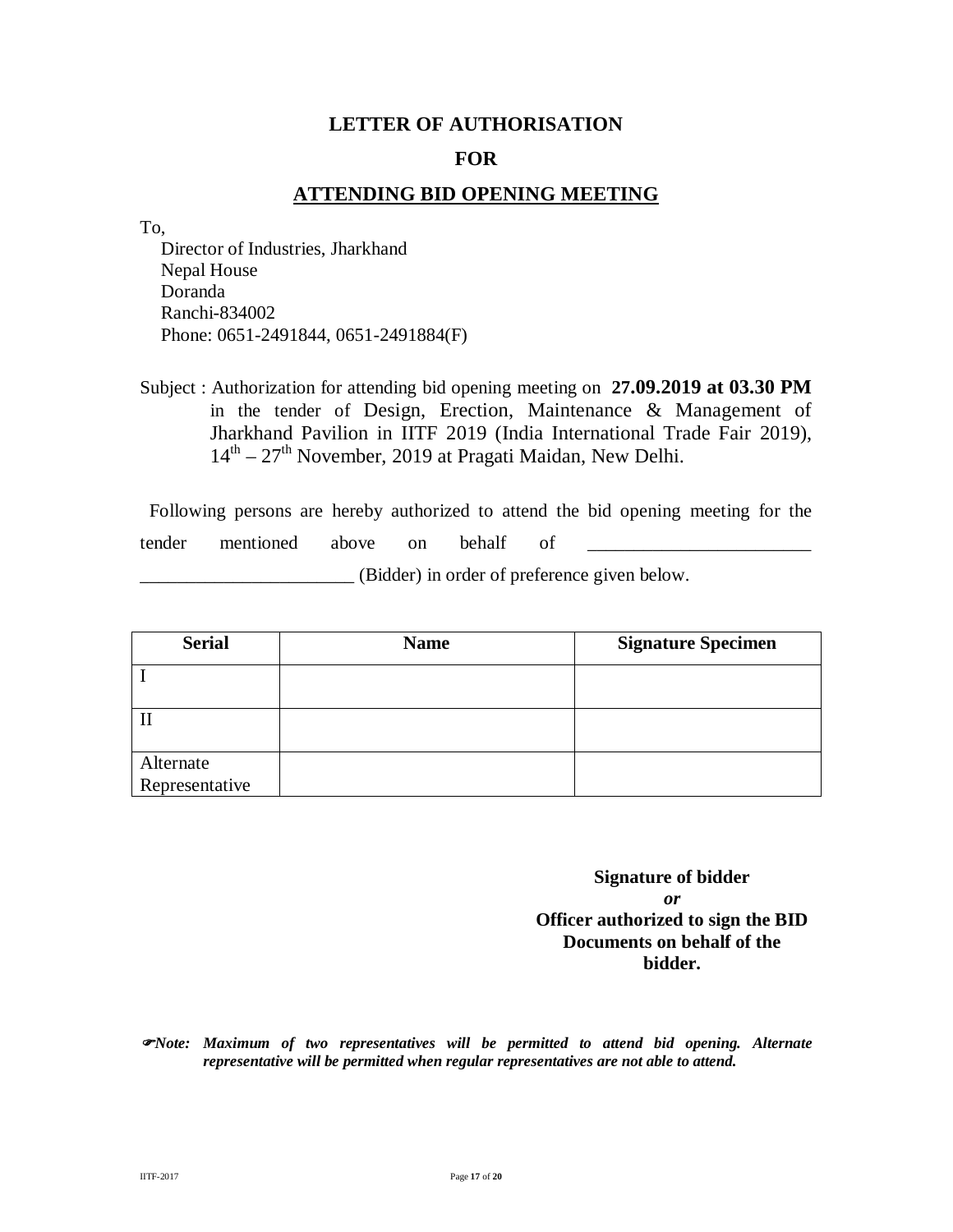**LETTER OF AUTHORISATION**

**FOR**

**ATTENDING BID OPENING MEETING**

To,
Director of Industries, Jharkhand
Nepal House
Doranda
Ranchi-834002
Phone: 0651-2491844, 0651-2491884(F)

Subject : Authorization for attending bid opening meeting on **27.09.2019 at 03.30 PM** in the tender of Design, Erection, Maintenance & Management of Jharkhand Pavilion in IITF 2019 (India International Trade Fair 2019), $14^{th}$ – $27^{th}$ November, 2019 at Pragati Maidan, New Delhi.

Following persons are hereby authorized to attend the bid opening meeting for the tender mentioned above on behalf of ________________________ ________________________ (Bidder) in order of preference given below.

| Serial | Name | Signature Specimen |
|---|---|---|
| I | | |
| II | | |
| Alternate Representative | | |

**Signature of bidder**
***or***
**Officer authorized to sign the BID Documents on behalf of the bidder.**

☞***Note: Maximum of two representatives will be permitted to attend bid opening. Alternate representative will be permitted when regular representatives are not able to attend.***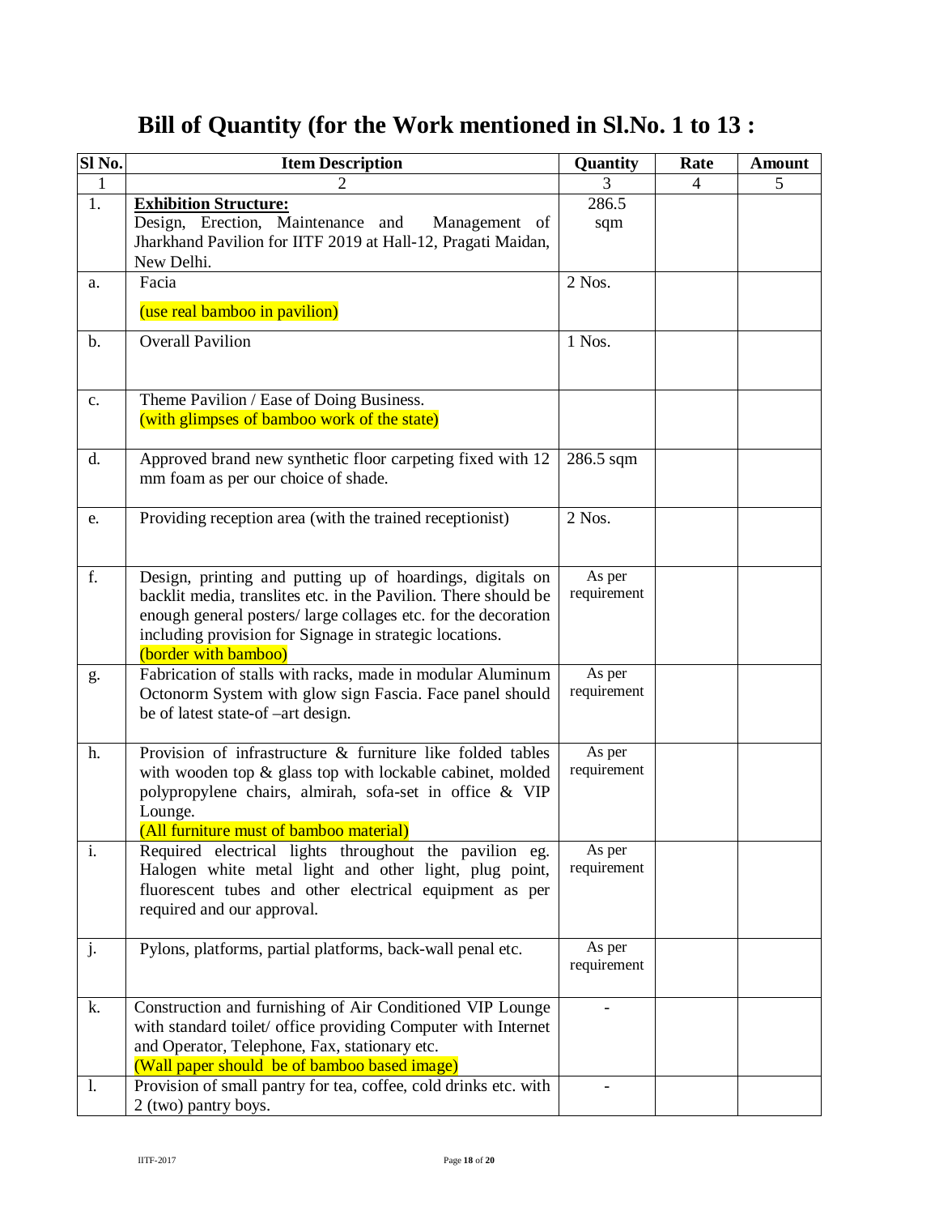# Bill of Quantity (for the Work mentioned in Sl.No. 1 to 13 :

| Sl No. | Item Description | Quantity | Rate | Amount |
|---|---|---|---|---|
| 1 | 2 | 3 | 4 | 5 |
| 1. | **Exhibition Structure:**<br>Design, Erection, Maintenance and Management of Jharkhand Pavilion for IITF 2019 at Hall-12, Pragati Maidan, New Delhi. | 286.5 sqm | | |
| a. | Facia<br>(use real bamboo in pavilion) | 2 Nos. | | |
| b. | Overall Pavilion | 1 Nos. | | |
| c. | Theme Pavilion / Ease of Doing Business.<br>(with glimpses of bamboo work of the state) | | | |
| d. | Approved brand new synthetic floor carpeting fixed with 12 mm foam as per our choice of shade. | 286.5 sqm | | |
| e. | Providing reception area (with the trained receptionist) | 2 Nos. | | |
| f. | Design, printing and putting up of hoardings, digitals on backlit media, translites etc. in the Pavilion. There should be enough general posters/ large collages etc. for the decoration including provision for Signage in strategic locations.<br>(border with bamboo) | As per requirement | | |
| g. | Fabrication of stalls with racks, made in modular Aluminum Octonorm System with glow sign Fascia. Face panel should be of latest state-of –art design. | As per requirement | | |
| h. | Provision of infrastructure & furniture like folded tables with wooden top & glass top with lockable cabinet, molded polypropylene chairs, almirah, sofa-set in office & VIP Lounge.<br>(All furniture must of bamboo material) | As per requirement | | |
| i. | Required electrical lights throughout the pavilion eg. Halogen white metal light and other light, plug point, fluorescent tubes and other electrical equipment as per required and our approval. | As per requirement | | |
| j. | Pylons, platforms, partial platforms, back-wall penal etc. | As per requirement | | |
| k. | Construction and furnishing of Air Conditioned VIP Lounge with standard toilet/ office providing Computer with Internet and Operator, Telephone, Fax, stationary etc.<br>(Wall paper should be of bamboo based image) | - | | |
| l. | Provision of small pantry for tea, coffee, cold drinks etc. with 2 (two) pantry boys. | - | | |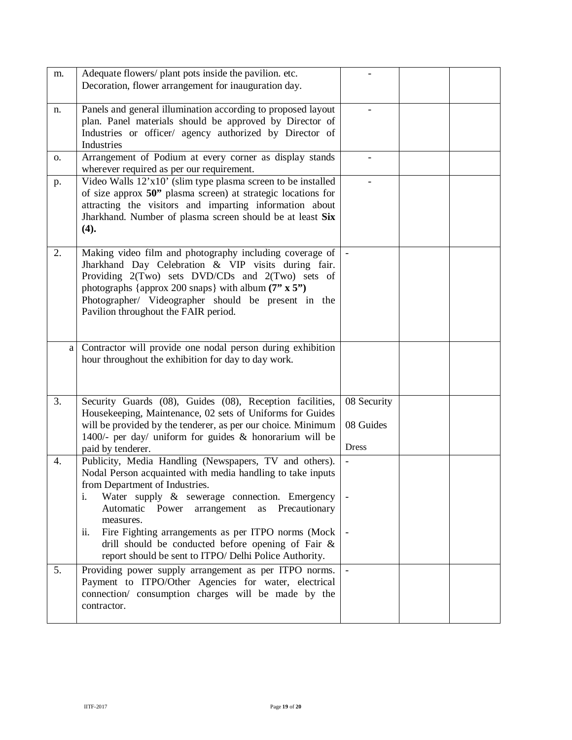| | | | | |
|---|---|---|---|---|
| m. | Adequate flowers/ plant pots inside the pavilion. etc. Decoration, flower arrangement for inauguration day. | - | | |
| n. | Panels and general illumination according to proposed layout plan. Panel materials should be approved by Director of Industries or officer/ agency authorized by Director of Industries | - | | |
| o. | Arrangement of Podium at every corner as display stands wherever required as per our requirement. | - | | |
| p. | Video Walls 12'x10' (slim type plasma screen to be installed of size approx **50"** plasma screen) at strategic locations for attracting the visitors and imparting information about Jharkhand. Number of plasma screen should be at least **Six (4).** | - | | |
| 2. | Making video film and photography including coverage of Jharkhand Day Celebration & VIP visits during fair. Providing 2(Two) sets DVD/CDs and 2(Two) sets of photographs {approx 200 snaps} with album **(7" x 5")** Photographer/ Videographer should be present in the Pavilion throughout the FAIR period. | - | | |
| a | Contractor will provide one nodal person during exhibition hour throughout the exhibition for day to day work. | | | |
| 3. | Security Guards (08), Guides (08), Reception facilities, Housekeeping, Maintenance, 02 sets of Uniforms for Guides will be provided by the tenderer, as per our choice. Minimum 1400/- per day/ uniform for guides & honorarium will be paid by tenderer. | 08 Security<br>08 Guides<br>Dress | | |
| 4. | Publicity, Media Handling (Newspapers, TV and others). Nodal Person acquainted with media handling to take inputs from Department of Industries.<br>i. Water supply & sewerage connection. Emergency Automatic Power arrangement as Precautionary measures.<br>ii. Fire Fighting arrangements as per ITPO norms (Mock drill should be conducted before opening of Fair & report should be sent to ITPO/ Delhi Police Authority. | -<br>-<br>- | | |
| 5. | Providing power supply arrangement as per ITPO norms. Payment to ITPO/Other Agencies for water, electrical connection/ consumption charges will be made by the contractor. | - | | |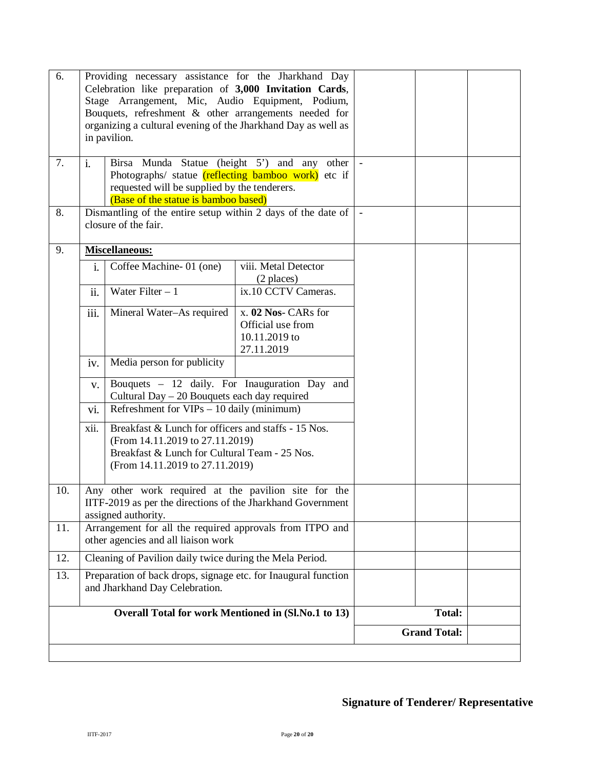| | | | | |
|---|---|---|---|---|
| 6. | Providing necessary assistance for the Jharkhand Day Celebration like preparation of **3,000 Invitation Cards**, Stage Arrangement, Mic, Audio Equipment, Podium, Bouquets, refreshment & other arrangements needed for organizing a cultural evening of the Jharkhand Day as well as in pavilion. | | | |
| 7. | i. Birsa Munda Statue (height 5') and any other Photographs/ statue (reflecting bamboo work) etc if requested will be supplied by the tenderers. (Base of the statue is bamboo based) | - | | |
| 8. | Dismantling of the entire setup within 2 days of the date of closure of the fair. | - | | |
| 9. | **Miscellaneous:**<br>i. Coffee Machine- 01 (one)<br>ii. Water Filter – 1<br>iii. Mineral Water–As required<br>iv. Media person for publicity<br>v. Bouquets – 12 daily. For Inauguration Day and Cultural Day – 20 Bouquets each day required<br>vi. Refreshment for VIPs – 10 daily (minimum)<br>viii. Metal Detector (2 places)<br>ix.10 CCTV Cameras.<br>x. **02 Nos**- CARs for Official use from 10.11.2019 to 27.11.2019<br>xii. Breakfast & Lunch for officers and staffs - 15 Nos. (From 14.11.2019 to 27.11.2019)<br>Breakfast & Lunch for Cultural Team - 25 Nos. (From 14.11.2019 to 27.11.2019) | | | |
| 10. | Any other work required at the pavilion site for the IITF-2019 as per the directions of the Jharkhand Government assigned authority. | | | |
| 11. | Arrangement for all the required approvals from ITPO and other agencies and all liaison work | | | |
| 12. | Cleaning of Pavilion daily twice during the Mela Period. | | | |
| 13. | Preparation of back drops, signage etc. for Inaugural function and Jharkhand Day Celebration. | | | |
| | **Overall Total for work Mentioned in (Sl.No.1 to 13)** | | **Total:** | |
| | | | **Grand Total:** | |

**Signature of Tenderer/ Representative**